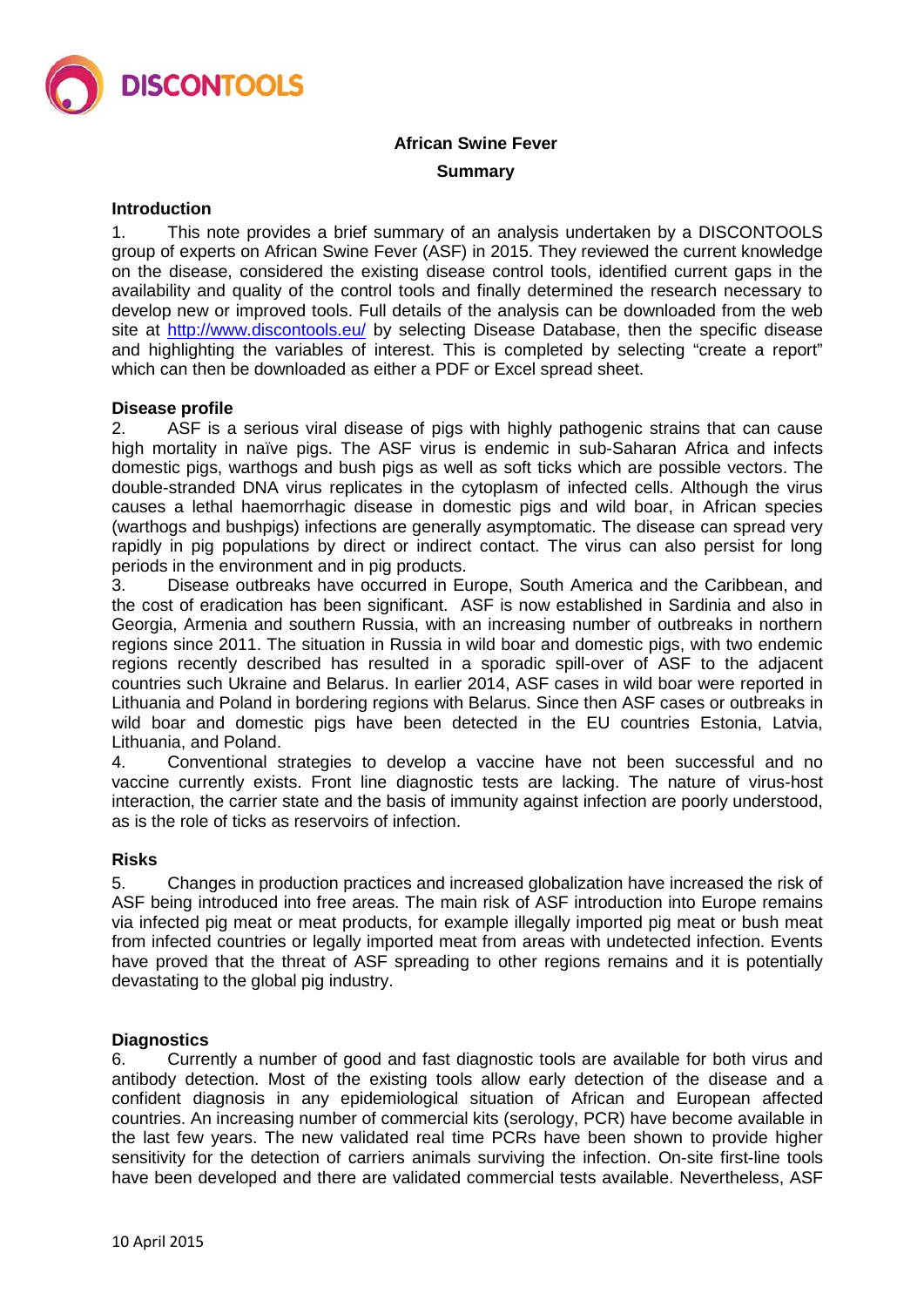**African Swine Fever**

**Summary**

## Introduction

1. This note provides a brief summary of an analysis undertaken by a DISCONTOOLS group of experts on African Swine Fever (ASF) in 2015. They reviewed the current knowledge on the disease, considered the existing disease control tools, identified current gaps in the availability and quality of the control tools and finally determined the research necessary to develop new or improved tools. Full details of the analysis can be downloaded from the web site at http://www.discontools.eu/ by selecting Disease Database, then the specific disease and highlighting the variables of interest. This is completed by selecting "create a report" which can then be downloaded as either a PDF or Excel spread sheet.

## Disease profile

2. ASF is a serious viral disease of pigs with highly pathogenic strains that can cause high mortality in naïve pigs. The ASF virus is endemic in sub-Saharan Africa and infects domestic pigs, warthogs and bush pigs as well as soft ticks which are possible vectors. The double-stranded DNA virus replicates in the cytoplasm of infected cells. Although the virus causes a lethal haemorrhagic disease in domestic pigs and wild boar, in African species (warthogs and bushpigs) infections are generally asymptomatic. The disease can spread very rapidly in pig populations by direct or indirect contact. The virus can also persist for long periods in the environment and in pig products.

3. Disease outbreaks have occurred in Europe, South America and the Caribbean, and the cost of eradication has been significant. ASF is now established in Sardinia and also in Georgia, Armenia and southern Russia, with an increasing number of outbreaks in northern regions since 2011. The situation in Russia in wild boar and domestic pigs, with two endemic regions recently described has resulted in a sporadic spill-over of ASF to the adjacent countries such Ukraine and Belarus. In earlier 2014, ASF cases in wild boar were reported in Lithuania and Poland in bordering regions with Belarus. Since then ASF cases or outbreaks in wild boar and domestic pigs have been detected in the EU countries Estonia, Latvia, Lithuania, and Poland.

4. Conventional strategies to develop a vaccine have not been successful and no vaccine currently exists. Front line diagnostic tests are lacking. The nature of virus-host interaction, the carrier state and the basis of immunity against infection are poorly understood, as is the role of ticks as reservoirs of infection.

## Risks

5. Changes in production practices and increased globalization have increased the risk of ASF being introduced into free areas. The main risk of ASF introduction into Europe remains via infected pig meat or meat products, for example illegally imported pig meat or bush meat from infected countries or legally imported meat from areas with undetected infection. Events have proved that the threat of ASF spreading to other regions remains and it is potentially devastating to the global pig industry.

## Diagnostics

6. Currently a number of good and fast diagnostic tools are available for both virus and antibody detection. Most of the existing tools allow early detection of the disease and a confident diagnosis in any epidemiological situation of African and European affected countries. An increasing number of commercial kits (serology, PCR) have become available in the last few years. The new validated real time PCRs have been shown to provide higher sensitivity for the detection of carriers animals surviving the infection. On-site first-line tools have been developed and there are validated commercial tests available. Nevertheless, ASF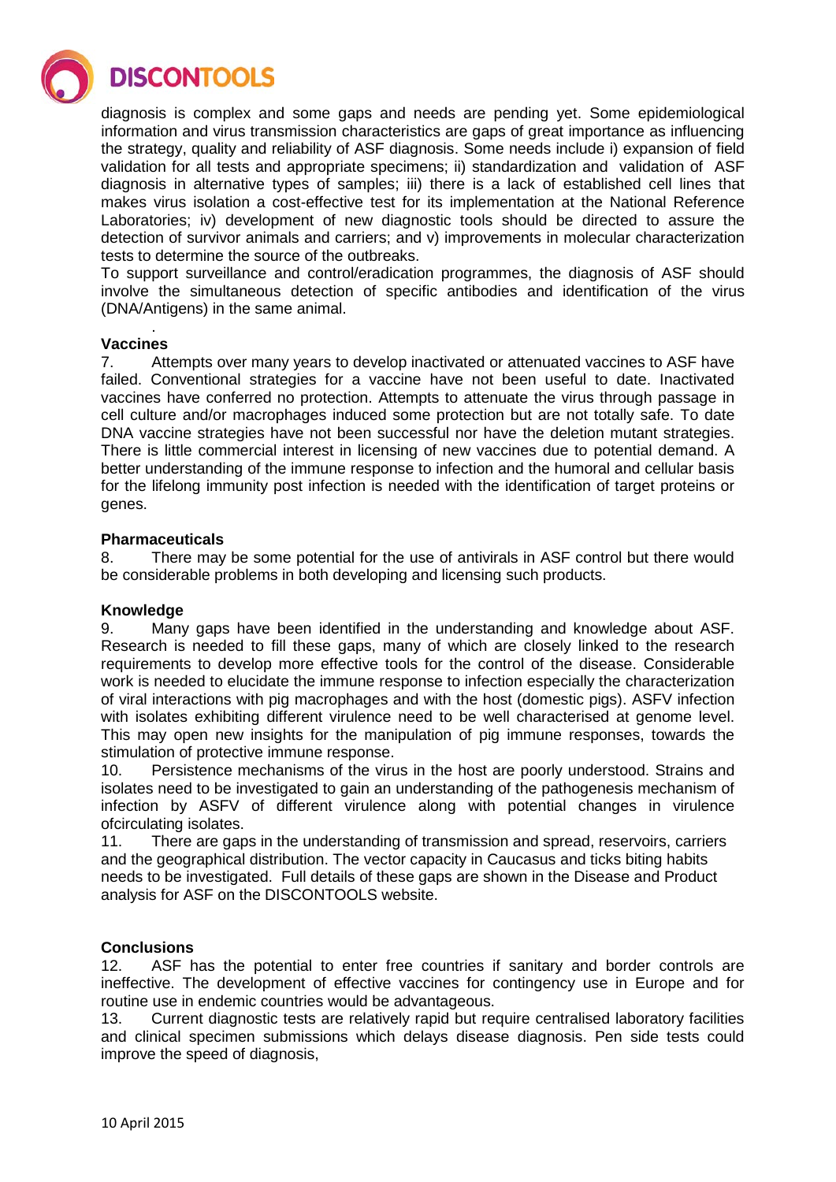diagnosis is complex and some gaps and needs are pending yet. Some epidemiological information and virus transmission characteristics are gaps of great importance as influencing the strategy, quality and reliability of ASF diagnosis. Some needs include i) expansion of field validation for all tests and appropriate specimens; ii) standardization and validation of ASF diagnosis in alternative types of samples; iii) there is a lack of established cell lines that makes virus isolation a cost-effective test for its implementation at the National Reference Laboratories; iv) development of new diagnostic tools should be directed to assure the detection of survivor animals and carriers; and v) improvements in molecular characterization tests to determine the source of the outbreaks.

To support surveillance and control/eradication programmes, the diagnosis of ASF should involve the simultaneous detection of specific antibodies and identification of the virus (DNA/Antigens) in the same animal.

**Vaccines**

7. Attempts over many years to develop inactivated or attenuated vaccines to ASF have failed. Conventional strategies for a vaccine have not been useful to date. Inactivated vaccines have conferred no protection. Attempts to attenuate the virus through passage in cell culture and/or macrophages induced some protection but are not totally safe. To date DNA vaccine strategies have not been successful nor have the deletion mutant strategies. There is little commercial interest in licensing of new vaccines due to potential demand. A better understanding of the immune response to infection and the humoral and cellular basis for the lifelong immunity post infection is needed with the identification of target proteins or genes.

**Pharmaceuticals**

8. There may be some potential for the use of antivirals in ASF control but there would be considerable problems in both developing and licensing such products.

**Knowledge**

9. Many gaps have been identified in the understanding and knowledge about ASF. Research is needed to fill these gaps, many of which are closely linked to the research requirements to develop more effective tools for the control of the disease. Considerable work is needed to elucidate the immune response to infection especially the characterization of viral interactions with pig macrophages and with the host (domestic pigs). ASFV infection with isolates exhibiting different virulence need to be well characterised at genome level. This may open new insights for the manipulation of pig immune responses, towards the stimulation of protective immune response.

10. Persistence mechanisms of the virus in the host are poorly understood. Strains and isolates need to be investigated to gain an understanding of the pathogenesis mechanism of infection by ASFV of different virulence along with potential changes in virulence ofcirculating isolates.

11. There are gaps in the understanding of transmission and spread, reservoirs, carriers and the geographical distribution. The vector capacity in Caucasus and ticks biting habits needs to be investigated. Full details of these gaps are shown in the Disease and Product analysis for ASF on the DISCONTOOLS website.

**Conclusions**

12. ASF has the potential to enter free countries if sanitary and border controls are ineffective. The development of effective vaccines for contingency use in Europe and for routine use in endemic countries would be advantageous.

13. Current diagnostic tests are relatively rapid but require centralised laboratory facilities and clinical specimen submissions which delays disease diagnosis. Pen side tests could improve the speed of diagnosis,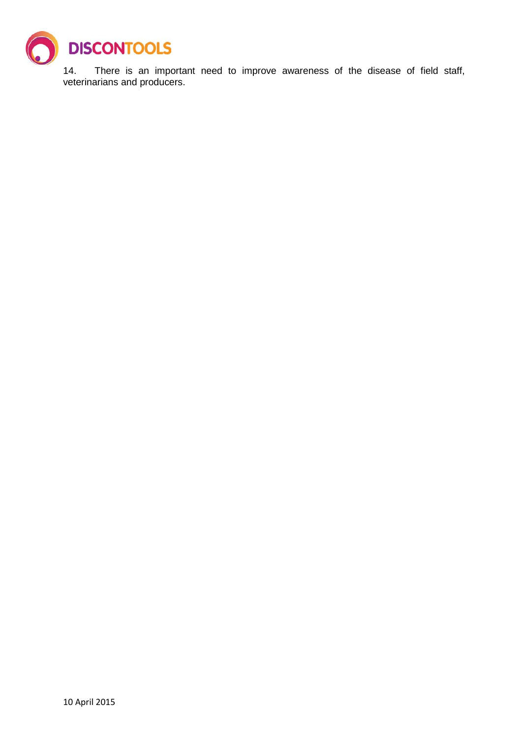14. There is an important need to improve awareness of the disease of field staff, veterinarians and producers.